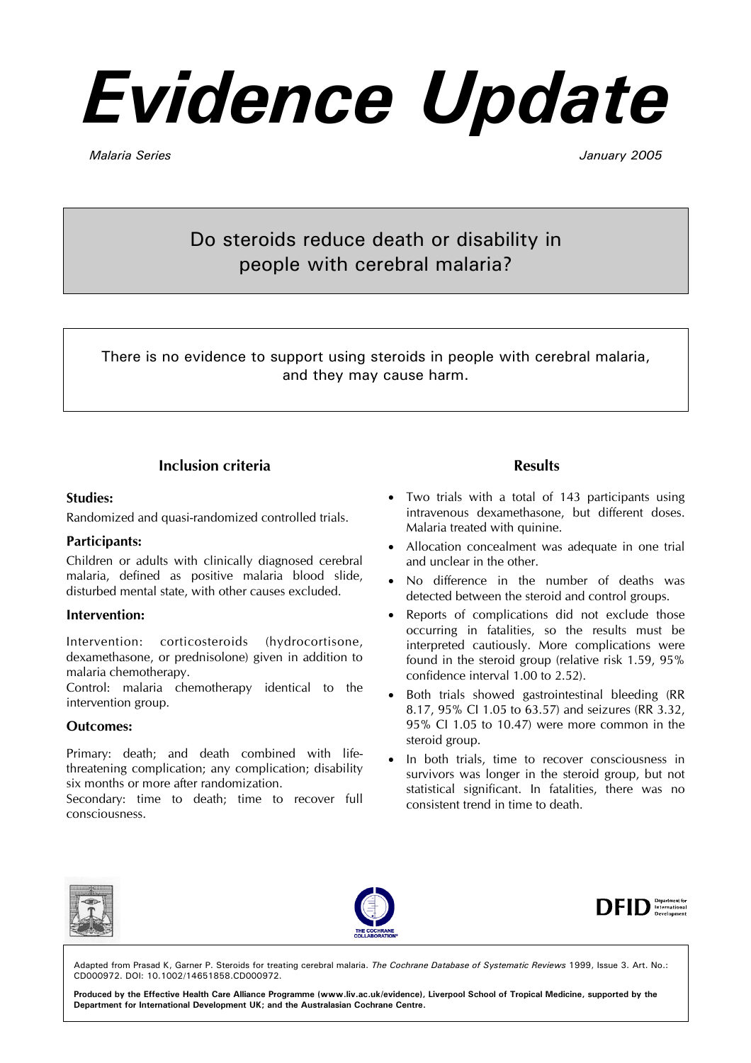# Evidence Update

*Malaria Series* *January 2005*

## Do steroids reduce death or disability in people with cerebral malaria?

There is no evidence to support using steroids in people with cerebral malaria, and they may cause harm.

### Inclusion criteria

**Studies:**

Randomized and quasi-randomized controlled trials.

**Participants:**

Children or adults with clinically diagnosed cerebral malaria, defined as positive malaria blood slide, disturbed mental state, with other causes excluded.

**Intervention:**

Intervention: corticosteroids (hydrocortisone, dexamethasone, or prednisolone) given in addition to malaria chemotherapy.

Control: malaria chemotherapy identical to the intervention group.

**Outcomes:**

Primary: death; and death combined with life-threatening complication; any complication; disability six months or more after randomization.

Secondary: time to death; time to recover full consciousness.

### Results

- Two trials with a total of 143 participants using intravenous dexamethasone, but different doses. Malaria treated with quinine.
- Allocation concealment was adequate in one trial and unclear in the other.
- No difference in the number of deaths was detected between the steroid and control groups.
- Reports of complications did not exclude those occurring in fatalities, so the results must be interpreted cautiously. More complications were found in the steroid group (relative risk 1.59, 95% confidence interval 1.00 to 2.52).
- Both trials showed gastrointestinal bleeding (RR 8.17, 95% CI 1.05 to 63.57) and seizures (RR 3.32, 95% CI 1.05 to 10.47) were more common in the steroid group.
- In both trials, time to recover consciousness in survivors was longer in the steroid group, but not statistical significant. In fatalities, there was no consistent trend in time to death.

Adapted from Prasad K, Garner P. Steroids for treating cerebral malaria. *The Cochrane Database of Systematic Reviews* 1999, Issue 3. Art. No.: CD000972. DOI: 10.1002/14651858.CD000972.

**Produced by the Effective Health Care Alliance Programme (www.liv.ac.uk/evidence), Liverpool School of Tropical Medicine, supported by the Department for International Development UK; and the Australasian Cochrane Centre.**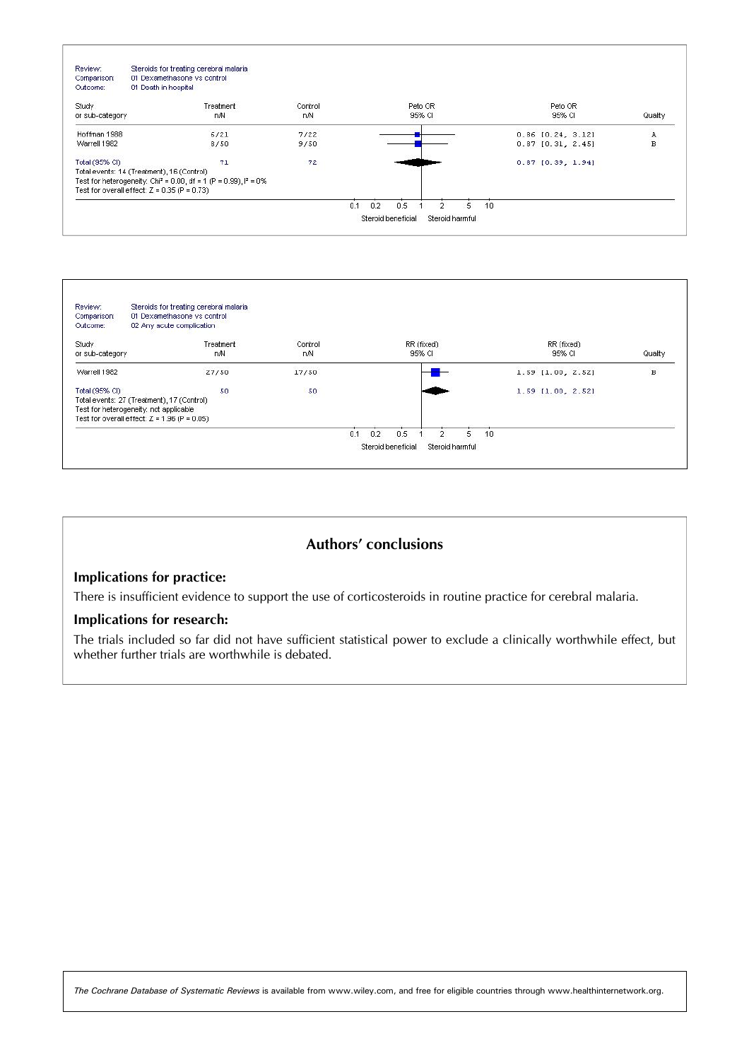Review: Steroids for treating cerebral malaria
Comparison: 01 Dexamethasone vs control
Outcome: 01 Death in hospital

| Study or sub-category | Treatment n/N | Control n/N | Peto OR 95% CI | Quality |
|---|---|---|---|---|
| Hoffman 1988 | 6/21 | 7/22 | 0.86 [0.24, 3.12] | A |
| Warrell 1982 | 8/50 | 9/50 | 0.87 [0.31, 2.45] | B |
| Total (95% CI) | 71 | 72 | 0.87 [0.39, 1.94] | |

Total events: 14 (Treatment), 16 (Control)
Test for heterogeneity: $Chi^2 = 0.00$, df = 1 ($P = 0.99$), $I^2 = 0\%$
Test for overall effect: $Z = 0.35$ ($P = 0.73$)

0.1 0.2 0.5 1 2 5 10
Steroid beneficial Steroid harmful

Review: Steroids for treating cerebral malaria
Comparison: 01 Dexamethasone vs control
Outcome: 02 Any acute complication

| Study or sub-category | Treatment n/N | Control n/N | RR (fixed) 95% CI | Quality |
|---|---|---|---|---|
| Warrell 1982 | 27/50 | 17/50 | 1.59 [1.00, 2.52] | B |
| Total (95% CI) | 50 | 50 | 1.59 [1.00, 2.52] | |

Total events: 27 (Treatment), 17 (Control)
Test for heterogeneity: not applicable
Test for overall effect: $Z = 1.96$ ($P = 0.05$)

0.1 0.2 0.5 1 2 5 10
Steroid beneficial Steroid harmful

## Authors' conclusions

### Implications for practice:

There is insufficient evidence to support the use of corticosteroids in routine practice for cerebral malaria.

### Implications for research:

The trials included so far did not have sufficient statistical power to exclude a clinically worthwhile effect, but whether further trials are worthwhile is debated.

*The Cochrane Database of Systematic Reviews* is available from www.wiley.com, and free for eligible countries through www.healthinternetwork.org.